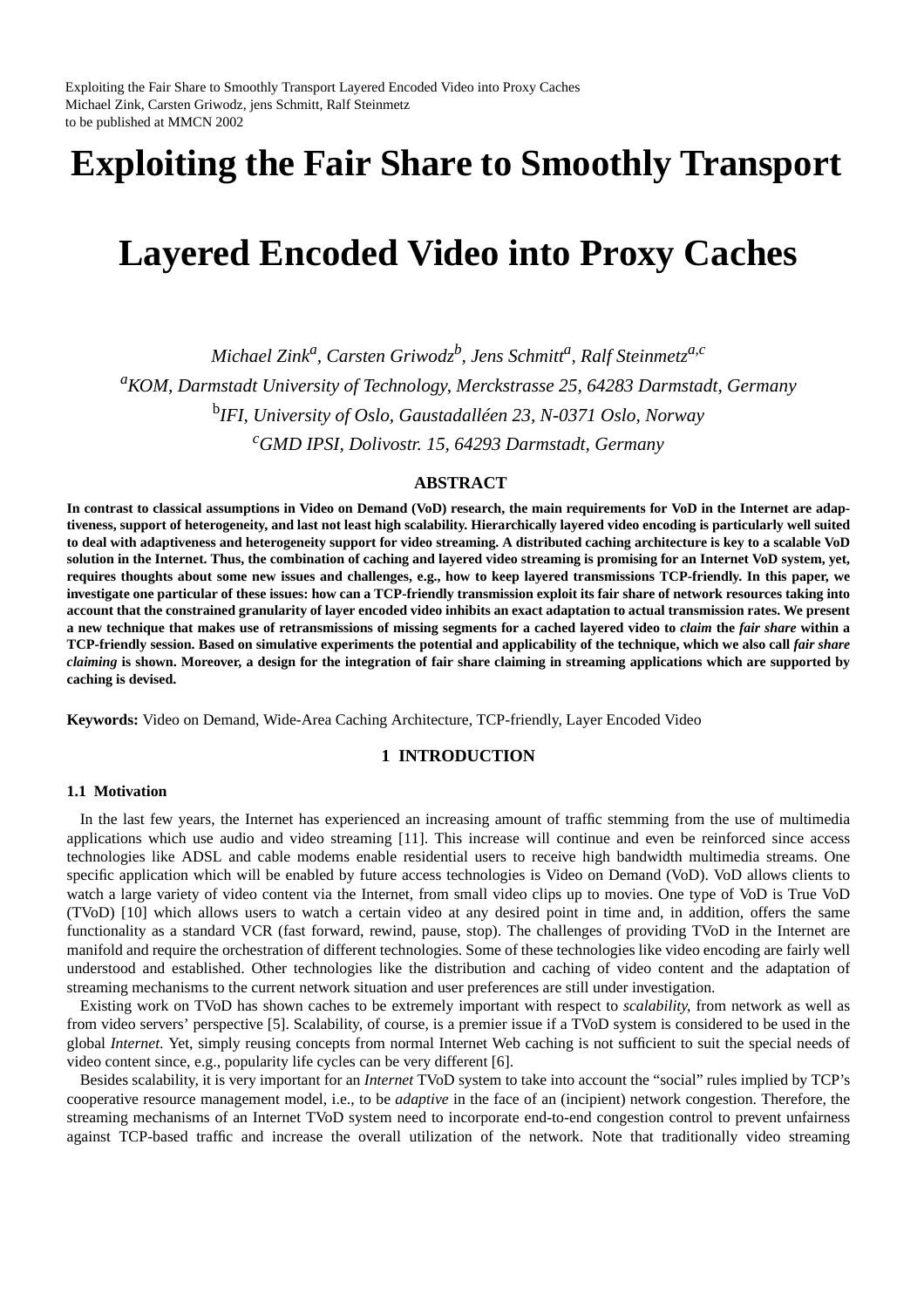Exploiting the Fair Share to Smoothly Transport Layered Encoded Video into Proxy Caches
Michael Zink, Carsten Griwodz, jens Schmitt, Ralf Steinmetz
to be published at MMCN 2002

# Exploiting the Fair Share to Smoothly Transport Layered Encoded Video into Proxy Caches

*Michael Zink[a], Carsten Griwodz[b], Jens Schmitt[a], Ralf Steinmetz[a,c]*

[a]*KOM, Darmstadt University of Technology, Merckstrasse 25, 64283 Darmstadt, Germany*

[b]*IFI, University of Oslo, Gaustadalléen 23, N-0371 Oslo, Norway*

[c]*GMD IPSI, Dolivostr. 15, 64293 Darmstadt, Germany*

## ABSTRACT

**In contrast to classical assumptions in Video on Demand (VoD) research, the main requirements for VoD in the Internet are adaptiveness, support of heterogeneity, and last not least high scalability. Hierarchically layered video encoding is particularly well suited to deal with adaptiveness and heterogeneity support for video streaming. A distributed caching architecture is key to a scalable VoD solution in the Internet. Thus, the combination of caching and layered video streaming is promising for an Internet VoD system, yet, requires thoughts about some new issues and challenges, e.g., how to keep layered transmissions TCP-friendly. In this paper, we investigate one particular of these issues: how can a TCP-friendly transmission exploit its fair share of network resources taking into account that the constrained granularity of layer encoded video inhibits an exact adaptation to actual transmission rates. We present a new technique that makes use of retransmissions of missing segments for a cached layered video to *claim* the *fair share* within a TCP-friendly session. Based on simulative experiments the potential and applicability of the technique, which we also call *fair share claiming* is shown. Moreover, a design for the integration of fair share claiming in streaming applications which are supported by caching is devised.**

**Keywords:** Video on Demand, Wide-Area Caching Architecture, TCP-friendly, Layer Encoded Video

## 1 INTRODUCTION

### 1.1 Motivation

In the last few years, the Internet has experienced an increasing amount of traffic stemming from the use of multimedia applications which use audio and video streaming [11]. This increase will continue and even be reinforced since access technologies like ADSL and cable modems enable residential users to receive high bandwidth multimedia streams. One specific application which will be enabled by future access technologies is Video on Demand (VoD). VoD allows clients to watch a large variety of video content via the Internet, from small video clips up to movies. One type of VoD is True VoD (TVoD) [10] which allows users to watch a certain video at any desired point in time and, in addition, offers the same functionality as a standard VCR (fast forward, rewind, pause, stop). The challenges of providing TVoD in the Internet are manifold and require the orchestration of different technologies. Some of these technologies like video encoding are fairly well understood and established. Other technologies like the distribution and caching of video content and the adaptation of streaming mechanisms to the current network situation and user preferences are still under investigation.

Existing work on TVoD has shown caches to be extremely important with respect to *scalability*, from network as well as from video servers' perspective [5]. Scalability, of course, is a premier issue if a TVoD system is considered to be used in the global *Internet*. Yet, simply reusing concepts from normal Internet Web caching is not sufficient to suit the special needs of video content since, e.g., popularity life cycles can be very different [6].

Besides scalability, it is very important for an *Internet* TVoD system to take into account the "social" rules implied by TCP's cooperative resource management model, i.e., to be *adaptive* in the face of an (incipient) network congestion. Therefore, the streaming mechanisms of an Internet TVoD system need to incorporate end-to-end congestion control to prevent unfairness against TCP-based traffic and increase the overall utilization of the network. Note that traditionally video streaming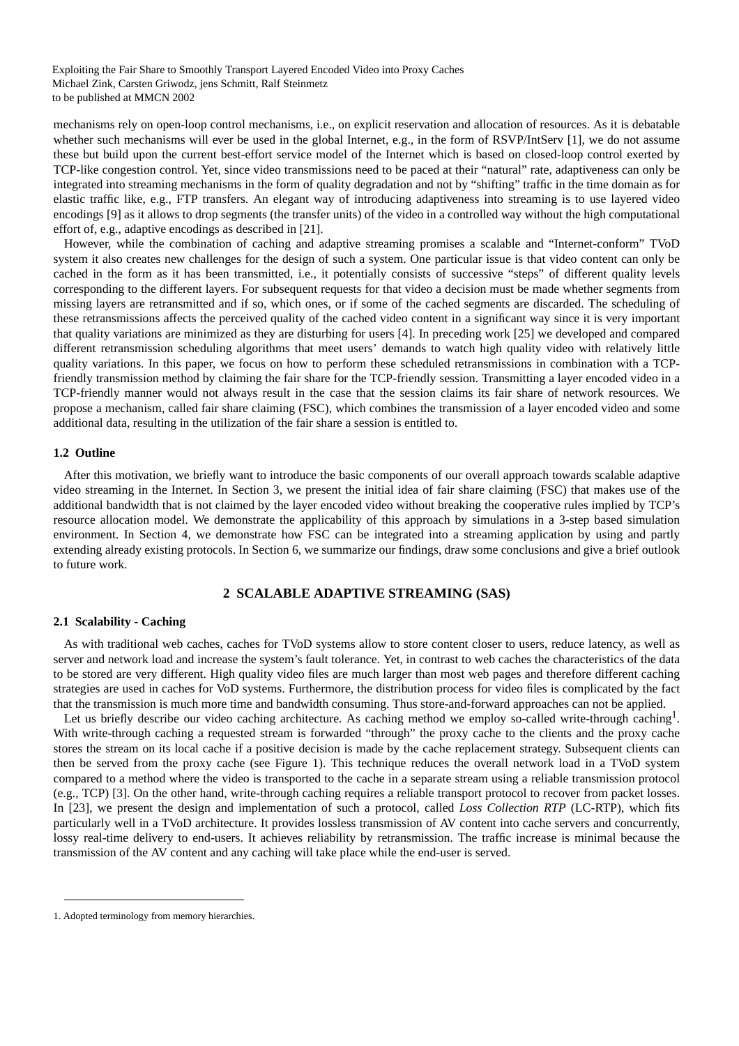mechanisms rely on open-loop control mechanisms, i.e., on explicit reservation and allocation of resources. As it is debatable whether such mechanisms will ever be used in the global Internet, e.g., in the form of RSVP/IntServ [1], we do not assume these but build upon the current best-effort service model of the Internet which is based on closed-loop control exerted by TCP-like congestion control. Yet, since video transmissions need to be paced at their "natural" rate, adaptiveness can only be integrated into streaming mechanisms in the form of quality degradation and not by "shifting" traffic in the time domain as for elastic traffic like, e.g., FTP transfers. An elegant way of introducing adaptiveness into streaming is to use layered video encodings [9] as it allows to drop segments (the transfer units) of the video in a controlled way without the high computational effort of, e.g., adaptive encodings as described in [21].

However, while the combination of caching and adaptive streaming promises a scalable and "Internet-conform" TVoD system it also creates new challenges for the design of such a system. One particular issue is that video content can only be cached in the form as it has been transmitted, i.e., it potentially consists of successive "steps" of different quality levels corresponding to the different layers. For subsequent requests for that video a decision must be made whether segments from missing layers are retransmitted and if so, which ones, or if some of the cached segments are discarded. The scheduling of these retransmissions affects the perceived quality of the cached video content in a significant way since it is very important that quality variations are minimized as they are disturbing for users [4]. In preceding work [25] we developed and compared different retransmission scheduling algorithms that meet users' demands to watch high quality video with relatively little quality variations. In this paper, we focus on how to perform these scheduled retransmissions in combination with a TCP-friendly transmission method by claiming the fair share for the TCP-friendly session. Transmitting a layer encoded video in a TCP-friendly manner would not always result in the case that the session claims its fair share of network resources. We propose a mechanism, called fair share claiming (FSC), which combines the transmission of a layer encoded video and some additional data, resulting in the utilization of the fair share a session is entitled to.

### 1.2 Outline

After this motivation, we briefly want to introduce the basic components of our overall approach towards scalable adaptive video streaming in the Internet. In Section 3, we present the initial idea of fair share claiming (FSC) that makes use of the additional bandwidth that is not claimed by the layer encoded video without breaking the cooperative rules implied by TCP's resource allocation model. We demonstrate the applicability of this approach by simulations in a 3-step based simulation environment. In Section 4, we demonstrate how FSC can be integrated into a streaming application by using and partly extending already existing protocols. In Section 6, we summarize our findings, draw some conclusions and give a brief outlook to future work.

## 2 SCALABLE ADAPTIVE STREAMING (SAS)

### 2.1 Scalability - Caching

As with traditional web caches, caches for TVoD systems allow to store content closer to users, reduce latency, as well as server and network load and increase the system's fault tolerance. Yet, in contrast to web caches the characteristics of the data to be stored are very different. High quality video files are much larger than most web pages and therefore different caching strategies are used in caches for VoD systems. Furthermore, the distribution process for video files is complicated by the fact that the transmission is much more time and bandwidth consuming. Thus store-and-forward approaches can not be applied.

Let us briefly describe our video caching architecture. As caching method we employ so-called write-through caching[1]. With write-through caching a requested stream is forwarded "through" the proxy cache to the clients and the proxy cache stores the stream on its local cache if a positive decision is made by the cache replacement strategy. Subsequent clients can then be served from the proxy cache (see Figure 1). This technique reduces the overall network load in a TVoD system compared to a method where the video is transported to the cache in a separate stream using a reliable transmission protocol (e.g., TCP) [3]. On the other hand, write-through caching requires a reliable transport protocol to recover from packet losses. In [23], we present the design and implementation of such a protocol, called *Loss Collection RTP* (LC-RTP), which fits particularly well in a TVoD architecture. It provides lossless transmission of AV content into cache servers and concurrently, lossy real-time delivery to end-users. It achieves reliability by retransmission. The traffic increase is minimal because the transmission of the AV content and any caching will take place while the end-user is served.

1. Adopted terminology from memory hierarchies.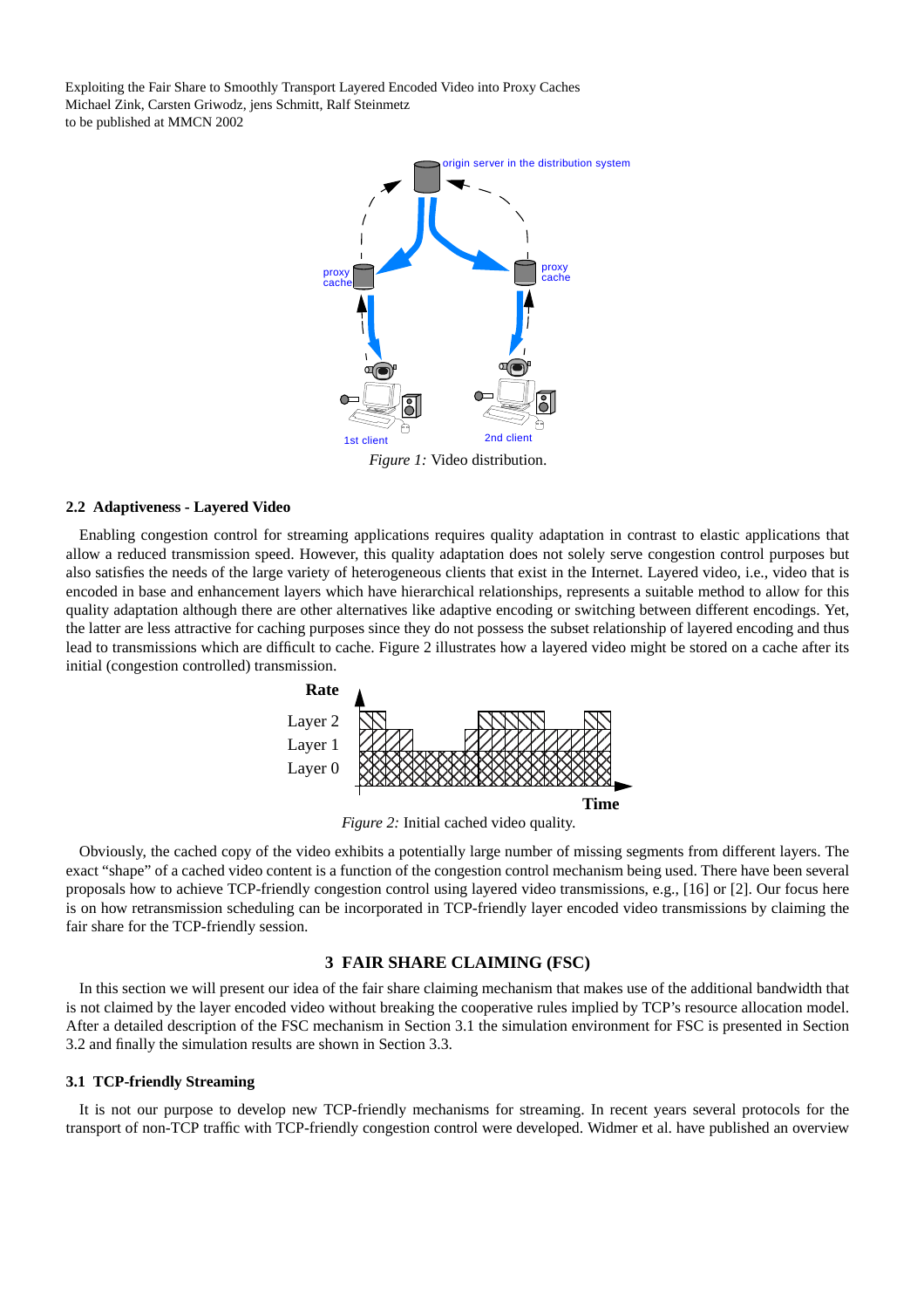*Figure 1:* Video distribution.

### 2.2 Adaptiveness - Layered Video

Enabling congestion control for streaming applications requires quality adaptation in contrast to elastic applications that allow a reduced transmission speed. However, this quality adaptation does not solely serve congestion control purposes but also satisfies the needs of the large variety of heterogeneous clients that exist in the Internet. Layered video, i.e., video that is encoded in base and enhancement layers which have hierarchical relationships, represents a suitable method to allow for this quality adaptation although there are other alternatives like adaptive encoding or switching between different encodings. Yet, the latter are less attractive for caching purposes since they do not possess the subset relationship of layered encoding and thus lead to transmissions which are difficult to cache. Figure 2 illustrates how a layered video might be stored on a cache after its initial (congestion controlled) transmission.

*Figure 2:* Initial cached video quality.

Obviously, the cached copy of the video exhibits a potentially large number of missing segments from different layers. The exact "shape" of a cached video content is a function of the congestion control mechanism being used. There have been several proposals how to achieve TCP-friendly congestion control using layered video transmissions, e.g., [16] or [2]. Our focus here is on how retransmission scheduling can be incorporated in TCP-friendly layer encoded video transmissions by claiming the fair share for the TCP-friendly session.

## 3 FAIR SHARE CLAIMING (FSC)

In this section we will present our idea of the fair share claiming mechanism that makes use of the additional bandwidth that is not claimed by the layer encoded video without breaking the cooperative rules implied by TCP's resource allocation model. After a detailed description of the FSC mechanism in Section 3.1 the simulation environment for FSC is presented in Section 3.2 and finally the simulation results are shown in Section 3.3.

### 3.1 TCP-friendly Streaming

It is not our purpose to develop new TCP-friendly mechanisms for streaming. In recent years several protocols for the transport of non-TCP traffic with TCP-friendly congestion control were developed. Widmer et al. have published an overview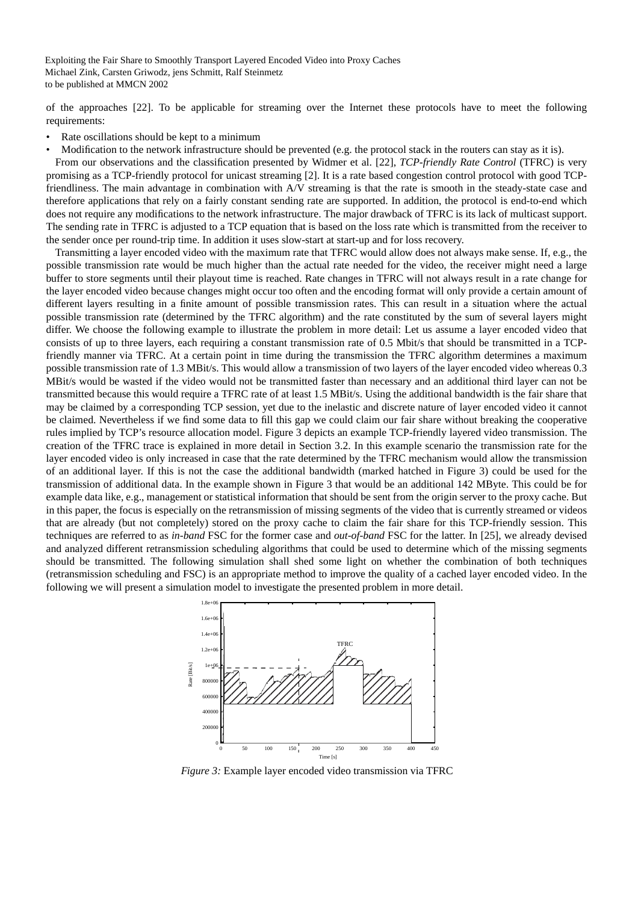of the approaches [22]. To be applicable for streaming over the Internet these protocols have to meet the following requirements:

- Rate oscillations should be kept to a minimum
- Modification to the network infrastructure should be prevented (e.g. the protocol stack in the routers can stay as it is).

From our observations and the classification presented by Widmer et al. [22], *TCP-friendly Rate Control* (TFRC) is very promising as a TCP-friendly protocol for unicast streaming [2]. It is a rate based congestion control protocol with good TCP-friendliness. The main advantage in combination with A/V streaming is that the rate is smooth in the steady-state case and therefore applications that rely on a fairly constant sending rate are supported. In addition, the protocol is end-to-end which does not require any modifications to the network infrastructure. The major drawback of TFRC is its lack of multicast support. The sending rate in TFRC is adjusted to a TCP equation that is based on the loss rate which is transmitted from the receiver to the sender once per round-trip time. In addition it uses slow-start at start-up and for loss recovery.

Transmitting a layer encoded video with the maximum rate that TFRC would allow does not always make sense. If, e.g., the possible transmission rate would be much higher than the actual rate needed for the video, the receiver might need a large buffer to store segments until their playout time is reached. Rate changes in TFRC will not always result in a rate change for the layer encoded video because changes might occur too often and the encoding format will only provide a certain amount of different layers resulting in a finite amount of possible transmission rates. This can result in a situation where the actual possible transmission rate (determined by the TFRC algorithm) and the rate constituted by the sum of several layers might differ. We choose the following example to illustrate the problem in more detail: Let us assume a layer encoded video that consists of up to three layers, each requiring a constant transmission rate of 0.5 Mbit/s that should be transmitted in a TCP-friendly manner via TFRC. At a certain point in time during the transmission the TFRC algorithm determines a maximum possible transmission rate of 1.3 MBit/s. This would allow a transmission of two layers of the layer encoded video whereas 0.3 MBit/s would be wasted if the video would not be transmitted faster than necessary and an additional third layer can not be transmitted because this would require a TFRC rate of at least 1.5 MBit/s. Using the additional bandwidth is the fair share that may be claimed by a corresponding TCP session, yet due to the inelastic and discrete nature of layer encoded video it cannot be claimed. Nevertheless if we find some data to fill this gap we could claim our fair share without breaking the cooperative rules implied by TCP's resource allocation model. Figure 3 depicts an example TCP-friendly layered video transmission. The creation of the TFRC trace is explained in more detail in Section 3.2. In this example scenario the transmission rate for the layer encoded video is only increased in case that the rate determined by the TFRC mechanism would allow the transmission of an additional layer. If this is not the case the additional bandwidth (marked hatched in Figure 3) could be used for the transmission of additional data. In the example shown in Figure 3 that would be an additional 142 MByte. This could be for example data like, e.g., management or statistical information that should be sent from the origin server to the proxy cache. But in this paper, the focus is especially on the retransmission of missing segments of the video that is currently streamed or videos that are already (but not completely) stored on the proxy cache to claim the fair share for this TCP-friendly session. This techniques are referred to as *in-band* FSC for the former case and *out-of-band* FSC for the latter. In [25], we already devised and analyzed different retransmission scheduling algorithms that could be used to determine which of the missing segments should be transmitted. The following simulation shall shed some light on whether the combination of both techniques (retransmission scheduling and FSC) is an appropriate method to improve the quality of a cached layer encoded video. In the following we will present a simulation model to investigate the presented problem in more detail.

*Figure 3:* Example layer encoded video transmission via TFRC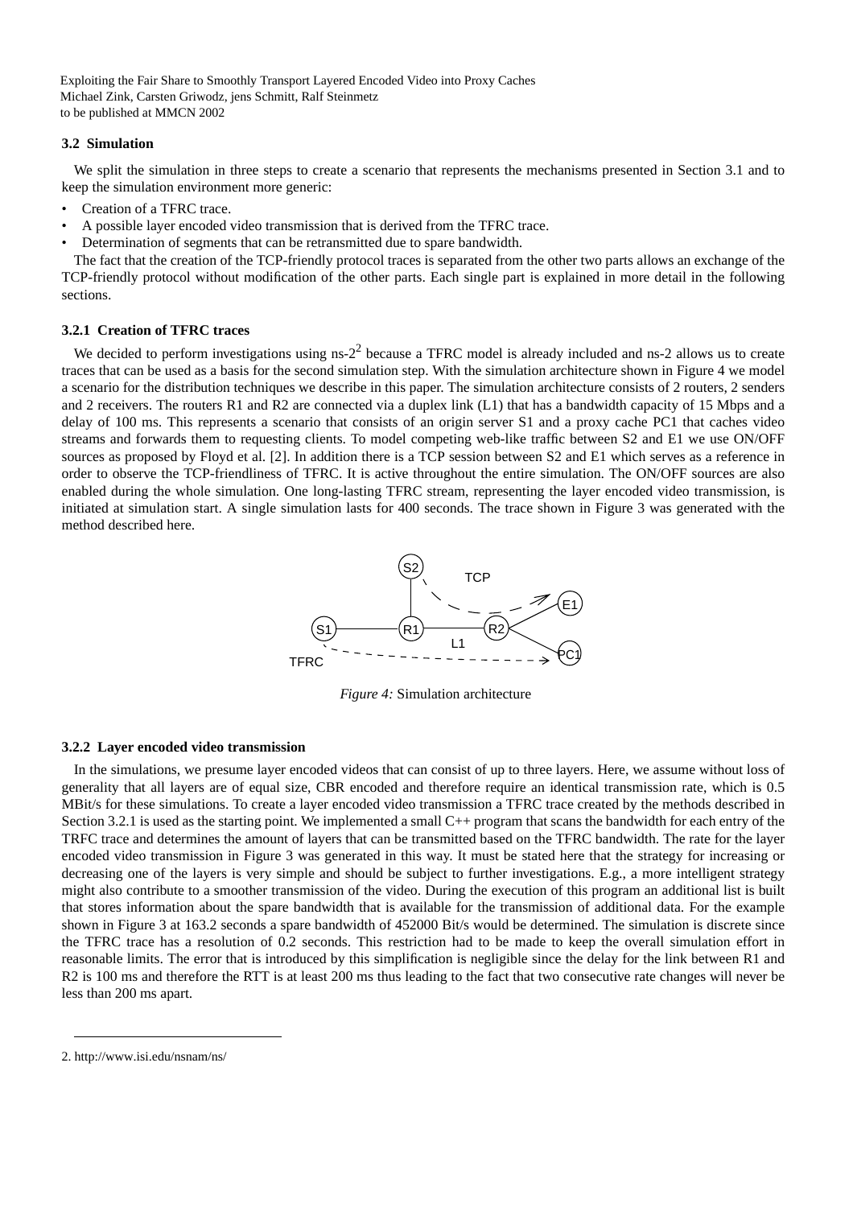### 3.2 Simulation

We split the simulation in three steps to create a scenario that represents the mechanisms presented in Section 3.1 and to keep the simulation environment more generic:

- Creation of a TFRC trace.
- A possible layer encoded video transmission that is derived from the TFRC trace.
- Determination of segments that can be retransmitted due to spare bandwidth.

The fact that the creation of the TCP-friendly protocol traces is separated from the other two parts allows an exchange of the TCP-friendly protocol without modification of the other parts. Each single part is explained in more detail in the following sections.

#### 3.2.1 Creation of TFRC traces

We decided to perform investigations using ns-2[2] because a TFRC model is already included and ns-2 allows us to create traces that can be used as a basis for the second simulation step. With the simulation architecture shown in Figure 4 we model a scenario for the distribution techniques we describe in this paper. The simulation architecture consists of 2 routers, 2 senders and 2 receivers. The routers R1 and R2 are connected via a duplex link (L1) that has a bandwidth capacity of 15 Mbps and a delay of 100 ms. This represents a scenario that consists of an origin server S1 and a proxy cache PC1 that caches video streams and forwards them to requesting clients. To model competing web-like traffic between S2 and E1 we use ON/OFF sources as proposed by Floyd et al. [2]. In addition there is a TCP session between S2 and E1 which serves as a reference in order to observe the TCP-friendliness of TFRC. It is active throughout the entire simulation. The ON/OFF sources are also enabled during the whole simulation. One long-lasting TFRC stream, representing the layer encoded video transmission, is initiated at simulation start. A single simulation lasts for 400 seconds. The trace shown in Figure 3 was generated with the method described here.

*Figure 4:* Simulation architecture

#### 3.2.2 Layer encoded video transmission

In the simulations, we presume layer encoded videos that can consist of up to three layers. Here, we assume without loss of generality that all layers are of equal size, CBR encoded and therefore require an identical transmission rate, which is 0.5 MBit/s for these simulations. To create a layer encoded video transmission a TFRC trace created by the methods described in Section 3.2.1 is used as the starting point. We implemented a small C++ program that scans the bandwidth for each entry of the TRFC trace and determines the amount of layers that can be transmitted based on the TFRC bandwidth. The rate for the layer encoded video transmission in Figure 3 was generated in this way. It must be stated here that the strategy for increasing or decreasing one of the layers is very simple and should be subject to further investigations. E.g., a more intelligent strategy might also contribute to a smoother transmission of the video. During the execution of this program an additional list is built that stores information about the spare bandwidth that is available for the transmission of additional data. For the example shown in Figure 3 at 163.2 seconds a spare bandwidth of 452000 Bit/s would be determined. The simulation is discrete since the TFRC trace has a resolution of 0.2 seconds. This restriction had to be made to keep the overall simulation effort in reasonable limits. The error that is introduced by this simplification is negligible since the delay for the link between R1 and R2 is 100 ms and therefore the RTT is at least 200 ms thus leading to the fact that two consecutive rate changes will never be less than 200 ms apart.

---

2. http://www.isi.edu/nsnam/ns/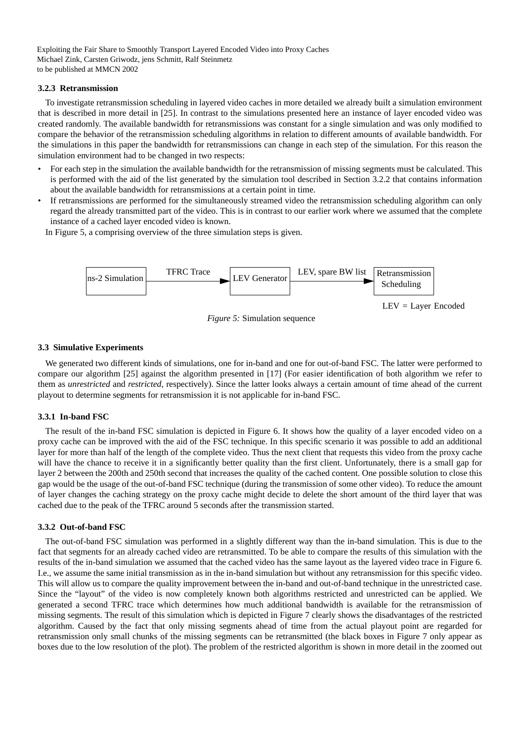### 3.2.3 Retransmission

To investigate retransmission scheduling in layered video caches in more detailed we already built a simulation environment that is described in more detail in [25]. In contrast to the simulations presented here an instance of layer encoded video was created randomly. The available bandwidth for retransmissions was constant for a single simulation and was only modified to compare the behavior of the retransmission scheduling algorithms in relation to different amounts of available bandwidth. For the simulations in this paper the bandwidth for retransmissions can change in each step of the simulation. For this reason the simulation environment had to be changed in two respects:

- For each step in the simulation the available bandwidth for the retransmission of missing segments must be calculated. This is performed with the aid of the list generated by the simulation tool described in Section 3.2.2 that contains information about the available bandwidth for retransmissions at a certain point in time.
- If retransmissions are performed for the simultaneously streamed video the retransmission scheduling algorithm can only regard the already transmitted part of the video. This is in contrast to our earlier work where we assumed that the complete instance of a cached layer encoded video is known.

In Figure 5, a comprising overview of the three simulation steps is given.

ns-2 Simulation
TFRC Trace
LEV Generator
LEV, spare BW list
Retransmission Scheduling
LEV = Layer Encoded

*Figure 5:* Simulation sequence

## 3.3 Simulative Experiments

We generated two different kinds of simulations, one for in-band and one for out-of-band FSC. The latter were performed to compare our algorithm [25] against the algorithm presented in [17] (For easier identification of both algorithm we refer to them as *unrestricted* and *restricted*, respectively). Since the latter looks always a certain amount of time ahead of the current playout to determine segments for retransmission it is not applicable for in-band FSC.

### 3.3.1 In-band FSC

The result of the in-band FSC simulation is depicted in Figure 6. It shows how the quality of a layer encoded video on a proxy cache can be improved with the aid of the FSC technique. In this specific scenario it was possible to add an additional layer for more than half of the length of the complete video. Thus the next client that requests this video from the proxy cache will have the chance to receive it in a significantly better quality than the first client. Unfortunately, there is a small gap for layer 2 between the 200th and 250th second that increases the quality of the cached content. One possible solution to close this gap would be the usage of the out-of-band FSC technique (during the transmission of some other video). To reduce the amount of layer changes the caching strategy on the proxy cache might decide to delete the short amount of the third layer that was cached due to the peak of the TFRC around 5 seconds after the transmission started.

### 3.3.2 Out-of-band FSC

The out-of-band FSC simulation was performed in a slightly different way than the in-band simulation. This is due to the fact that segments for an already cached video are retransmitted. To be able to compare the results of this simulation with the results of the in-band simulation we assumed that the cached video has the same layout as the layered video trace in Figure 6. I.e., we assume the same initial transmission as in the in-band simulation but without any retransmission for this specific video. This will allow us to compare the quality improvement between the in-band and out-of-band technique in the unrestricted case. Since the "layout" of the video is now completely known both algorithms restricted and unrestricted can be applied. We generated a second TFRC trace which determines how much additional bandwidth is available for the retransmission of missing segments. The result of this simulation which is depicted in Figure 7 clearly shows the disadvantages of the restricted algorithm. Caused by the fact that only missing segments ahead of time from the actual playout point are regarded for retransmission only small chunks of the missing segments can be retransmitted (the black boxes in Figure 7 only appear as boxes due to the low resolution of the plot). The problem of the restricted algorithm is shown in more detail in the zoomed out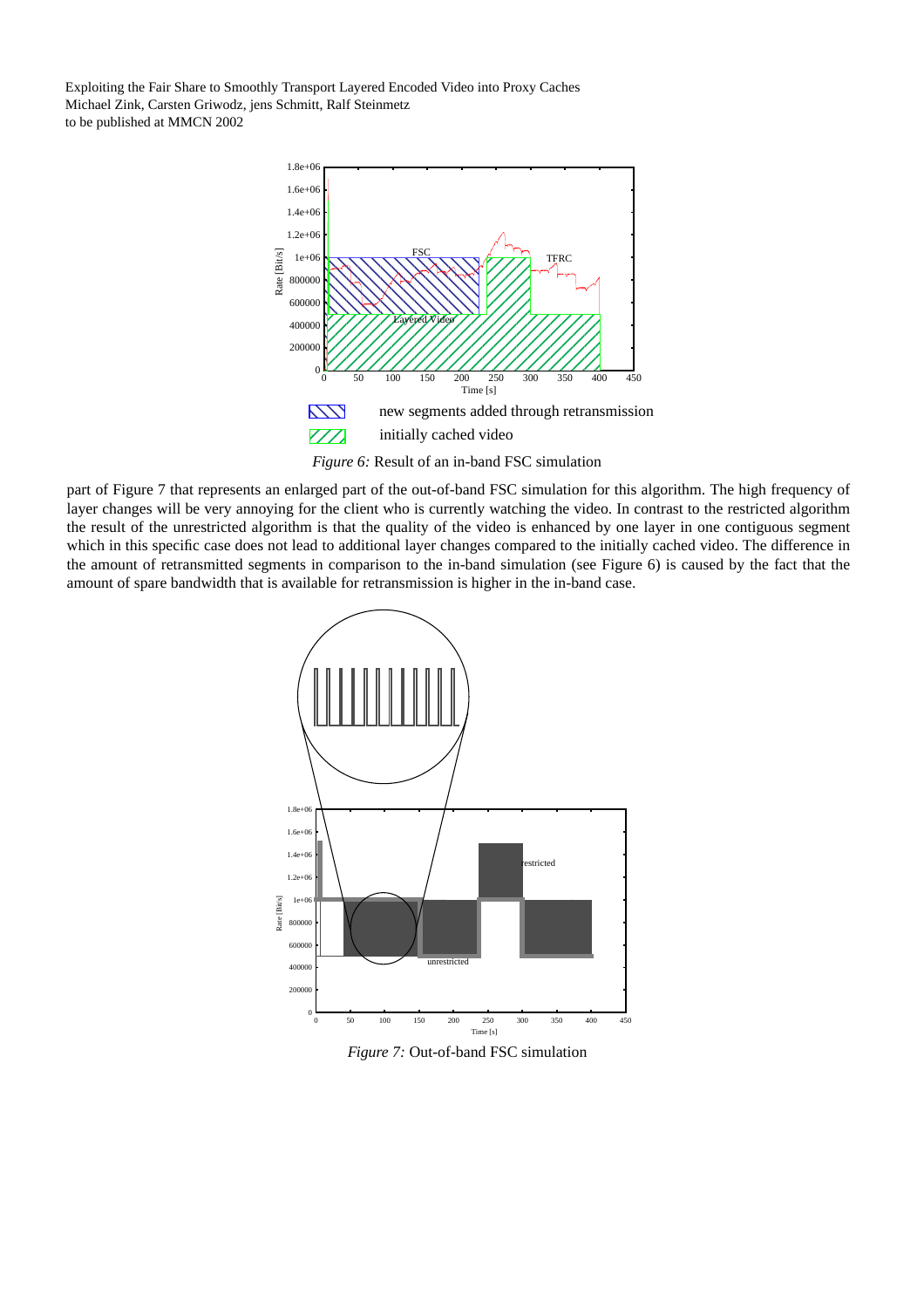*Figure 6:* Result of an in-band FSC simulation

part of Figure 7 that represents an enlarged part of the out-of-band FSC simulation for this algorithm. The high frequency of layer changes will be very annoying for the client who is currently watching the video. In contrast to the restricted algorithm the result of the unrestricted algorithm is that the quality of the video is enhanced by one layer in one contiguous segment which in this specific case does not lead to additional layer changes compared to the initially cached video. The difference in the amount of retransmitted segments in comparison to the in-band simulation (see Figure 6) is caused by the fact that the amount of spare bandwidth that is available for retransmission is higher in the in-band case.

*Figure 7:* Out-of-band FSC simulation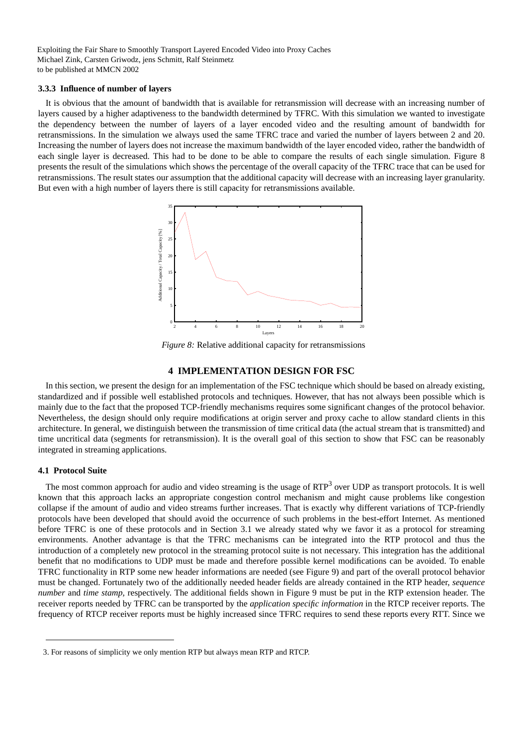### 3.3.3 Influence of number of layers

It is obvious that the amount of bandwidth that is available for retransmission will decrease with an increasing number of layers caused by a higher adaptiveness to the bandwidth determined by TFRC. With this simulation we wanted to investigate the dependency between the number of layers of a layer encoded video and the resulting amount of bandwidth for retransmissions. In the simulation we always used the same TFRC trace and varied the number of layers between 2 and 20. Increasing the number of layers does not increase the maximum bandwidth of the layer encoded video, rather the bandwidth of each single layer is decreased. This had to be done to be able to compare the results of each single simulation. Figure 8 presents the result of the simulations which shows the percentage of the overall capacity of the TFRC trace that can be used for retransmissions. The result states our assumption that the additional capacity will decrease with an increasing layer granularity. But even with a high number of layers there is still capacity for retransmissions available.

*Figure 8:* Relative additional capacity for retransmissions

## 4 IMPLEMENTATION DESIGN FOR FSC

In this section, we present the design for an implementation of the FSC technique which should be based on already existing, standardized and if possible well established protocols and techniques. However, that has not always been possible which is mainly due to the fact that the proposed TCP-friendly mechanisms requires some significant changes of the protocol behavior. Nevertheless, the design should only require modifications at origin server and proxy cache to allow standard clients in this architecture. In general, we distinguish between the transmission of time critical data (the actual stream that is transmitted) and time uncritical data (segments for retransmission). It is the overall goal of this section to show that FSC can be reasonably integrated in streaming applications.

### 4.1 Protocol Suite

The most common approach for audio and video streaming is the usage of RTP[3] over UDP as transport protocols. It is well known that this approach lacks an appropriate congestion control mechanism and might cause problems like congestion collapse if the amount of audio and video streams further increases. That is exactly why different variations of TCP-friendly protocols have been developed that should avoid the occurrence of such problems in the best-effort Internet. As mentioned before TFRC is one of these protocols and in Section 3.1 we already stated why we favor it as a protocol for streaming environments. Another advantage is that the TFRC mechanisms can be integrated into the RTP protocol and thus the introduction of a completely new protocol in the streaming protocol suite is not necessary. This integration has the additional benefit that no modifications to UDP must be made and therefore possible kernel modifications can be avoided. To enable TFRC functionality in RTP some new header informations are needed (see Figure 9) and part of the overall protocol behavior must be changed. Fortunately two of the additionally needed header fields are already contained in the RTP header, *sequence number* and *time stamp*, respectively. The additional fields shown in Figure 9 must be put in the RTP extension header. The receiver reports needed by TFRC can be transported by the *application specific information* in the RTCP receiver reports. The frequency of RTCP receiver reports must be highly increased since TFRC requires to send these reports every RTT. Since we

3. For reasons of simplicity we only mention RTP but always mean RTP and RTCP.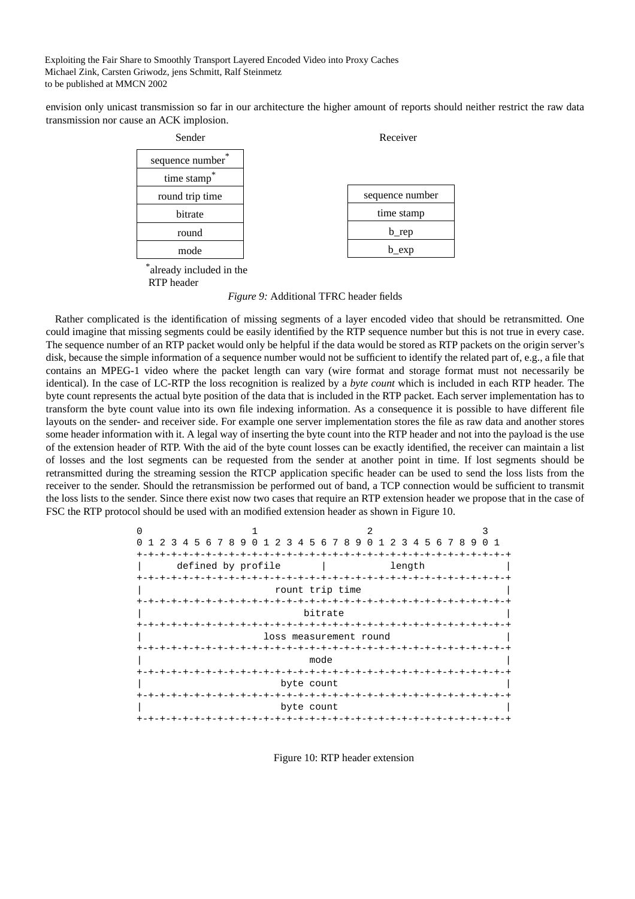envision only unicast transmission so far in our architecture the higher amount of reports should neither restrict the raw data transmission nor cause an ACK implosion.

| Sender | Receiver |
|---|---|
| sequence number* | |
| time stamp* | |
| round trip time | sequence number |
| bitrate | time stamp |
| round | b_rep |
| mode | b_exp |

*already included in the RTP header

*Figure 9:* Additional TFRC header fields

Rather complicated is the identification of missing segments of a layer encoded video that should be retransmitted. One could imagine that missing segments could be easily identified by the RTP sequence number but this is not true in every case. The sequence number of an RTP packet would only be helpful if the data would be stored as RTP packets on the origin server's disk, because the simple information of a sequence number would not be sufficient to identify the related part of, e.g., a file that contains an MPEG-1 video where the packet length can vary (wire format and storage format must not necessarily be identical). In the case of LC-RTP the loss recognition is realized by a *byte count* which is included in each RTP header. The byte count represents the actual byte position of the data that is included in the RTP packet. Each server implementation has to transform the byte count value into its own file indexing information. As a consequence it is possible to have different file layouts on the sender- and receiver side. For example one server implementation stores the file as raw data and another stores some header information with it. A legal way of inserting the byte count into the RTP header and not into the payload is the use of the extension header of RTP. With the aid of the byte count losses can be exactly identified, the receiver can maintain a list of losses and the lost segments can be requested from the sender at another point in time. If lost segments should be retransmitted during the streaming session the RTCP application specific header can be used to send the loss lists from the receiver to the sender. Should the retransmission be performed out of band, a TCP connection would be sufficient to transmit the loss lists to the sender. Since there exist now two cases that require an RTP extension header we propose that in the case of FSC the RTP protocol should be used with an modified extension header as shown in Figure 10.

```
0                   1                   2                   3
0 1 2 3 4 5 6 7 8 9 0 1 2 3 4 5 6 7 8 9 0 1 2 3 4 5 6 7 8 9 0 1
+-+-+-+-+-+-+-+-+-+-+-+-+-+-+-+-+-+-+-+-+-+-+-+-+-+-+-+-+-+-+-+-+
|      defined by profile       |           length              |
+-+-+-+-+-+-+-+-+-+-+-+-+-+-+-+-+-+-+-+-+-+-+-+-+-+-+-+-+-+-+-+-+
|                        rount trip time                        |
+-+-+-+-+-+-+-+-+-+-+-+-+-+-+-+-+-+-+-+-+-+-+-+-+-+-+-+-+-+-+-+-+
|                             bitrate                           |
+-+-+-+-+-+-+-+-+-+-+-+-+-+-+-+-+-+-+-+-+-+-+-+-+-+-+-+-+-+-+-+-+
|                      loss measurement round                   |
+-+-+-+-+-+-+-+-+-+-+-+-+-+-+-+-+-+-+-+-+-+-+-+-+-+-+-+-+-+-+-+-+
|                              mode                             |
+-+-+-+-+-+-+-+-+-+-+-+-+-+-+-+-+-+-+-+-+-+-+-+-+-+-+-+-+-+-+-+-+
|                           byte count                          |
+-+-+-+-+-+-+-+-+-+-+-+-+-+-+-+-+-+-+-+-+-+-+-+-+-+-+-+-+-+-+-+-+
|                           byte count                          |
+-+-+-+-+-+-+-+-+-+-+-+-+-+-+-+-+-+-+-+-+-+-+-+-+-+-+-+-+-+-+-+-+
```

Figure 10: RTP header extension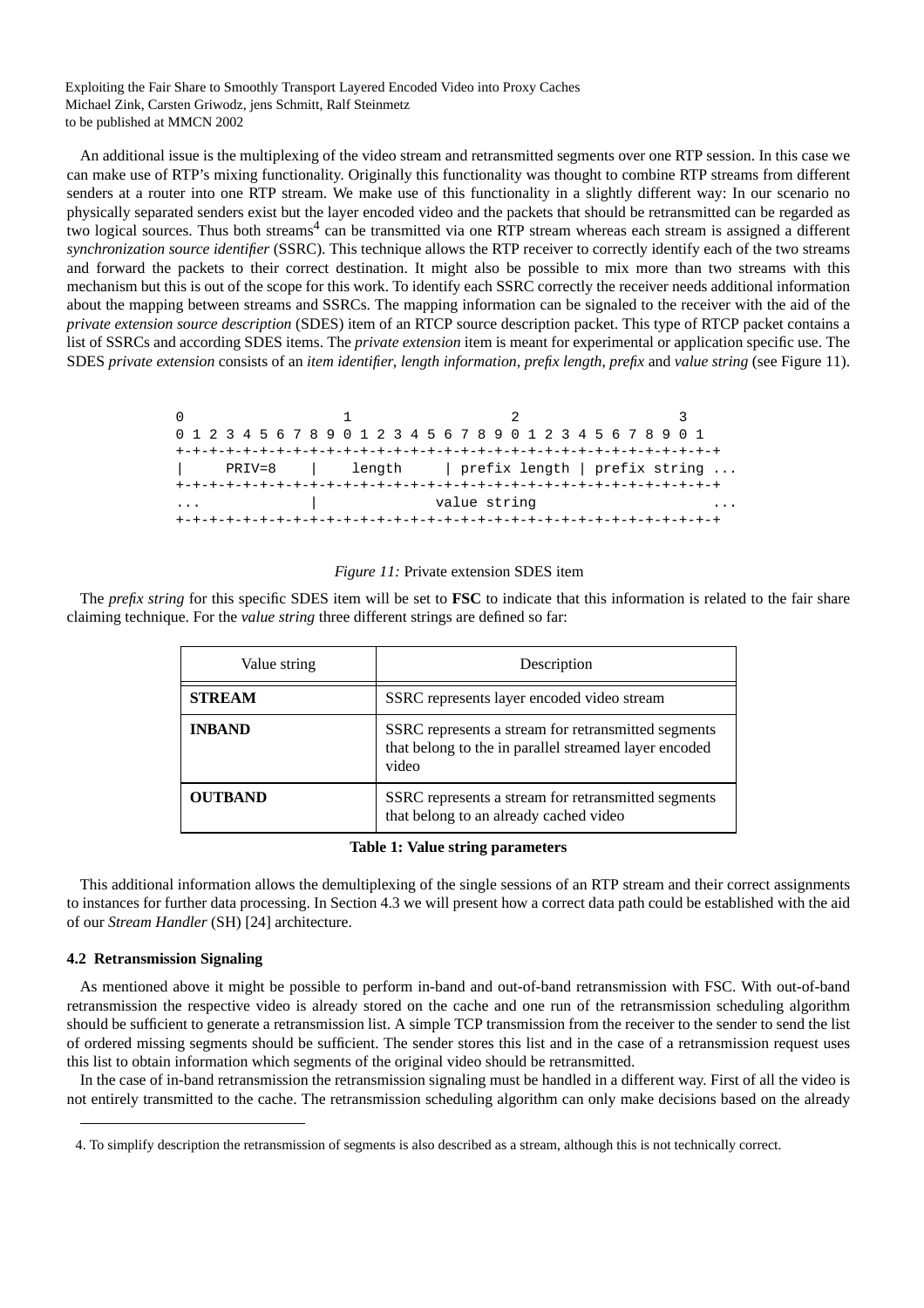An additional issue is the multiplexing of the video stream and retransmitted segments over one RTP session. In this case we can make use of RTP's mixing functionality. Originally this functionality was thought to combine RTP streams from different senders at a router into one RTP stream. We make use of this functionality in a slightly different way: In our scenario no physically separated senders exist but the layer encoded video and the packets that should be retransmitted can be regarded as two logical sources. Thus both streams[4] can be transmitted via one RTP stream whereas each stream is assigned a different *synchronization source identifier* (SSRC). This technique allows the RTP receiver to correctly identify each of the two streams and forward the packets to their correct destination. It might also be possible to mix more than two streams with this mechanism but this is out of the scope for this work. To identify each SSRC correctly the receiver needs additional information about the mapping between streams and SSRCs. The mapping information can be signaled to the receiver with the aid of the *private extension source description* (SDES) item of an RTCP source description packet. This type of RTCP packet contains a list of SSRCs and according SDES items. The *private extension* item is meant for experimental or application specific use. The SDES *private extension* consists of an *item identifier*, *length information*, *prefix length*, *prefix* and *value string* (see Figure 11).

```
0                   1                   2                   3
0 1 2 3 4 5 6 7 8 9 0 1 2 3 4 5 6 7 8 9 0 1 2 3 4 5 6 7 8 9 0 1
+-+-+-+-+-+-+-+-+-+-+-+-+-+-+-+-+-+-+-+-+-+-+-+-+-+-+-+-+-+-+-+-+
|     PRIV=8    |    length     | prefix length | prefix string ...
+-+-+-+-+-+-+-+-+-+-+-+-+-+-+-+-+-+-+-+-+-+-+-+-+-+-+-+-+-+-+-+-+
...             |             value string                     ...
+-+-+-+-+-+-+-+-+-+-+-+-+-+-+-+-+-+-+-+-+-+-+-+-+-+-+-+-+-+-+-+-+
```

*Figure 11:* Private extension SDES item

The *prefix string* for this specific SDES item will be set to **FSC** to indicate that this information is related to the fair share claiming technique. For the *value string* three different strings are defined so far:

| Value string | Description |
|---|---|
| **STREAM** | SSRC represents layer encoded video stream |
| **INBAND** | SSRC represents a stream for retransmitted segments that belong to the in parallel streamed layer encoded video |
| **OUTBAND** | SSRC represents a stream for retransmitted segments that belong to an already cached video |

**Table 1: Value string parameters**

This additional information allows the demultiplexing of the single sessions of an RTP stream and their correct assignments to instances for further data processing. In Section 4.3 we will present how a correct data path could be established with the aid of our *Stream Handler* (SH) [24] architecture.

### 4.2 Retransmission Signaling

As mentioned above it might be possible to perform in-band and out-of-band retransmission with FSC. With out-of-band retransmission the respective video is already stored on the cache and one run of the retransmission scheduling algorithm should be sufficient to generate a retransmission list. A simple TCP transmission from the receiver to the sender to send the list of ordered missing segments should be sufficient. The sender stores this list and in the case of a retransmission request uses this list to obtain information which segments of the original video should be retransmitted.

In the case of in-band retransmission the retransmission signaling must be handled in a different way. First of all the video is not entirely transmitted to the cache. The retransmission scheduling algorithm can only make decisions based on the already

4. To simplify description the retransmission of segments is also described as a stream, although this is not technically correct.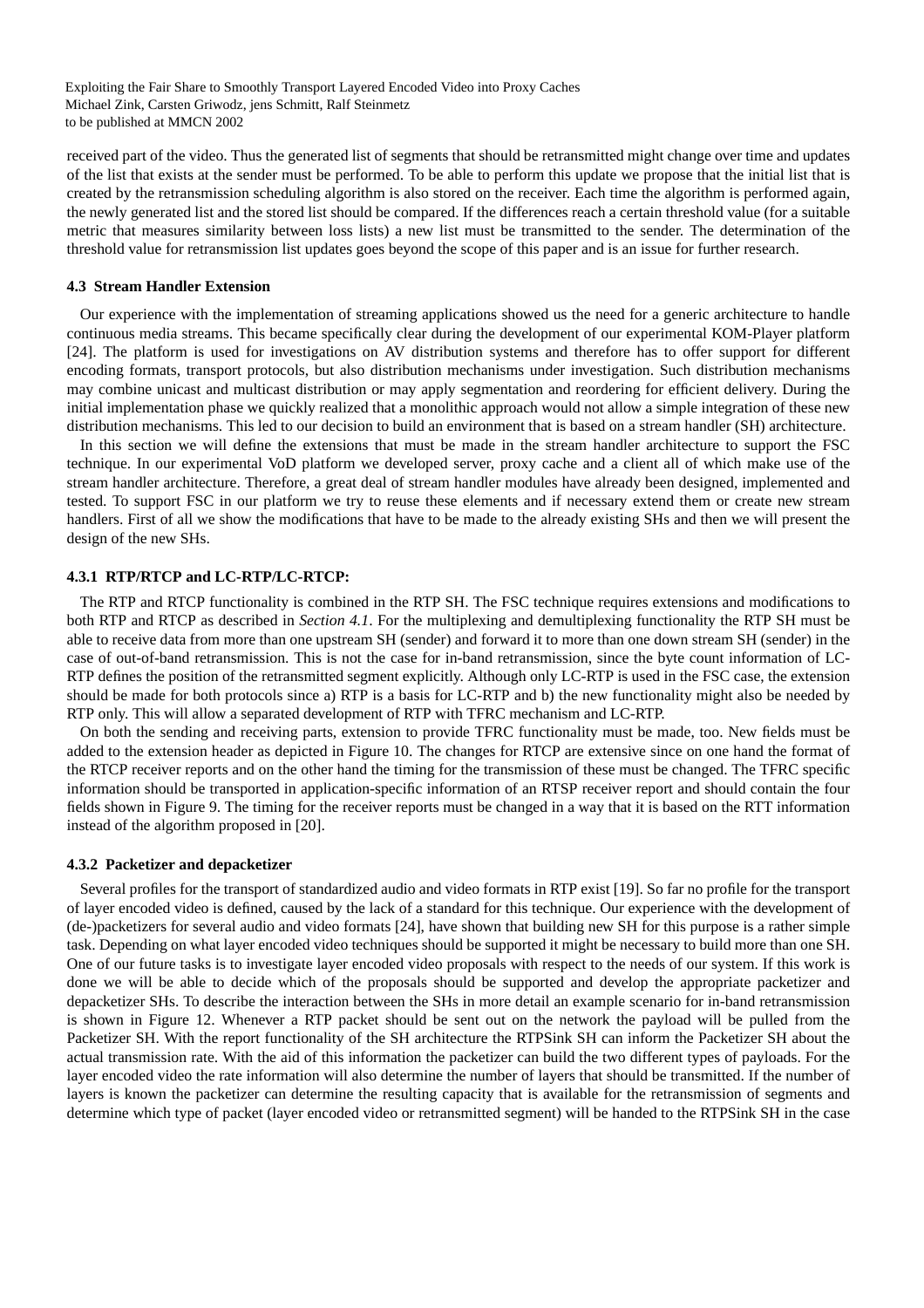received part of the video. Thus the generated list of segments that should be retransmitted might change over time and updates of the list that exists at the sender must be performed. To be able to perform this update we propose that the initial list that is created by the retransmission scheduling algorithm is also stored on the receiver. Each time the algorithm is performed again, the newly generated list and the stored list should be compared. If the differences reach a certain threshold value (for a suitable metric that measures similarity between loss lists) a new list must be transmitted to the sender. The determination of the threshold value for retransmission list updates goes beyond the scope of this paper and is an issue for further research.

### 4.3 Stream Handler Extension

Our experience with the implementation of streaming applications showed us the need for a generic architecture to handle continuous media streams. This became specifically clear during the development of our experimental KOM-Player platform [24]. The platform is used for investigations on AV distribution systems and therefore has to offer support for different encoding formats, transport protocols, but also distribution mechanisms under investigation. Such distribution mechanisms may combine unicast and multicast distribution or may apply segmentation and reordering for efficient delivery. During the initial implementation phase we quickly realized that a monolithic approach would not allow a simple integration of these new distribution mechanisms. This led to our decision to build an environment that is based on a stream handler (SH) architecture.

In this section we will define the extensions that must be made in the stream handler architecture to support the FSC technique. In our experimental VoD platform we developed server, proxy cache and a client all of which make use of the stream handler architecture. Therefore, a great deal of stream handler modules have already been designed, implemented and tested. To support FSC in our platform we try to reuse these elements and if necessary extend them or create new stream handlers. First of all we show the modifications that have to be made to the already existing SHs and then we will present the design of the new SHs.

#### 4.3.1 RTP/RTCP and LC-RTP/LC-RTCP:

The RTP and RTCP functionality is combined in the RTP SH. The FSC technique requires extensions and modifications to both RTP and RTCP as described in *Section 4.1*. For the multiplexing and demultiplexing functionality the RTP SH must be able to receive data from more than one upstream SH (sender) and forward it to more than one down stream SH (sender) in the case of out-of-band retransmission. This is not the case for in-band retransmission, since the byte count information of LC-RTP defines the position of the retransmitted segment explicitly. Although only LC-RTP is used in the FSC case, the extension should be made for both protocols since a) RTP is a basis for LC-RTP and b) the new functionality might also be needed by RTP only. This will allow a separated development of RTP with TFRC mechanism and LC-RTP.

On both the sending and receiving parts, extension to provide TFRC functionality must be made, too. New fields must be added to the extension header as depicted in Figure 10. The changes for RTCP are extensive since on one hand the format of the RTCP receiver reports and on the other hand the timing for the transmission of these must be changed. The TFRC specific information should be transported in application-specific information of an RTSP receiver report and should contain the four fields shown in Figure 9. The timing for the receiver reports must be changed in a way that it is based on the RTT information instead of the algorithm proposed in [20].

#### 4.3.2 Packetizer and depacketizer

Several profiles for the transport of standardized audio and video formats in RTP exist [19]. So far no profile for the transport of layer encoded video is defined, caused by the lack of a standard for this technique. Our experience with the development of (de-)packetizers for several audio and video formats [24], have shown that building new SH for this purpose is a rather simple task. Depending on what layer encoded video techniques should be supported it might be necessary to build more than one SH. One of our future tasks is to investigate layer encoded video proposals with respect to the needs of our system. If this work is done we will be able to decide which of the proposals should be supported and develop the appropriate packetizer and depacketizer SHs. To describe the interaction between the SHs in more detail an example scenario for in-band retransmission is shown in Figure 12. Whenever a RTP packet should be sent out on the network the payload will be pulled from the Packetizer SH. With the report functionality of the SH architecture the RTPSink SH can inform the Packetizer SH about the actual transmission rate. With the aid of this information the packetizer can build the two different types of payloads. For the layer encoded video the rate information will also determine the number of layers that should be transmitted. If the number of layers is known the packetizer can determine the resulting capacity that is available for the retransmission of segments and determine which type of packet (layer encoded video or retransmitted segment) will be handed to the RTPSink SH in the case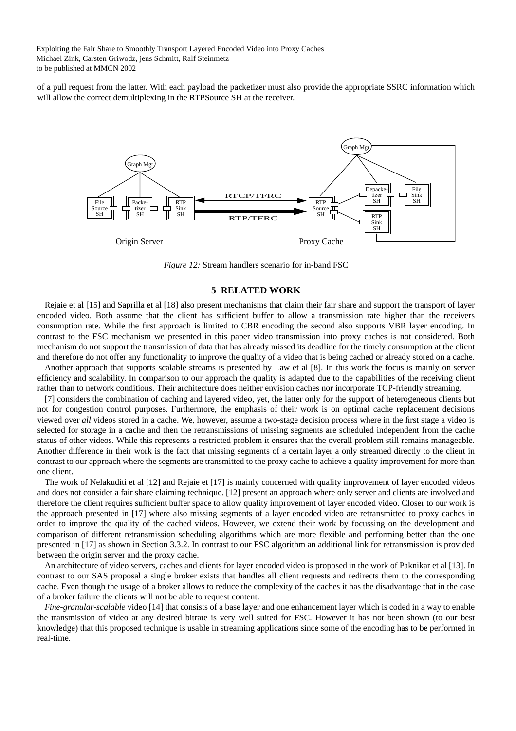of a pull request from the latter. With each payload the packetizer must also provide the appropriate SSRC information which will allow the correct demultiplexing in the RTPSource SH at the receiver.

*Figure 12:* Stream handlers scenario for in-band FSC

## 5 RELATED WORK

Rejaie et al [15] and Saprilla et al [18] also present mechanisms that claim their fair share and support the transport of layer encoded video. Both assume that the client has sufficient buffer to allow a transmission rate higher than the receivers consumption rate. While the first approach is limited to CBR encoding the second also supports VBR layer encoding. In contrast to the FSC mechanism we presented in this paper video transmission into proxy caches is not considered. Both mechanism do not support the transmission of data that has already missed its deadline for the timely consumption at the client and therefore do not offer any functionality to improve the quality of a video that is being cached or already stored on a cache.

Another approach that supports scalable streams is presented by Law et al [8]. In this work the focus is mainly on server efficiency and scalability. In comparison to our approach the quality is adapted due to the capabilities of the receiving client rather than to network conditions. Their architecture does neither envision caches nor incorporate TCP-friendly streaming.

[7] considers the combination of caching and layered video, yet, the latter only for the support of heterogeneous clients but not for congestion control purposes. Furthermore, the emphasis of their work is on optimal cache replacement decisions viewed over *all* videos stored in a cache. We, however, assume a two-stage decision process where in the first stage a video is selected for storage in a cache and then the retransmissions of missing segments are scheduled independent from the cache status of other videos. While this represents a restricted problem it ensures that the overall problem still remains manageable. Another difference in their work is the fact that missing segments of a certain layer a only streamed directly to the client in contrast to our approach where the segments are transmitted to the proxy cache to achieve a quality improvement for more than one client.

The work of Nelakuditi et al [12] and Rejaie et [17] is mainly concerned with quality improvement of layer encoded videos and does not consider a fair share claiming technique. [12] present an approach where only server and clients are involved and therefore the client requires sufficient buffer space to allow quality improvement of layer encoded video. Closer to our work is the approach presented in [17] where also missing segments of a layer encoded video are retransmitted to proxy caches in order to improve the quality of the cached videos. However, we extend their work by focussing on the development and comparison of different retransmission scheduling algorithms which are more flexible and performing better than the one presented in [17] as shown in Section 3.3.2. In contrast to our FSC algorithm an additional link for retransmission is provided between the origin server and the proxy cache.

An architecture of video servers, caches and clients for layer encoded video is proposed in the work of Paknikar et al [13]. In contrast to our SAS proposal a single broker exists that handles all client requests and redirects them to the corresponding cache. Even though the usage of a broker allows to reduce the complexity of the caches it has the disadvantage that in the case of a broker failure the clients will not be able to request content.

*Fine-granular-scalable* video [14] that consists of a base layer and one enhancement layer which is coded in a way to enable the transmission of video at any desired bitrate is very well suited for FSC. However it has not been shown (to our best knowledge) that this proposed technique is usable in streaming applications since some of the encoding has to be performed in real-time.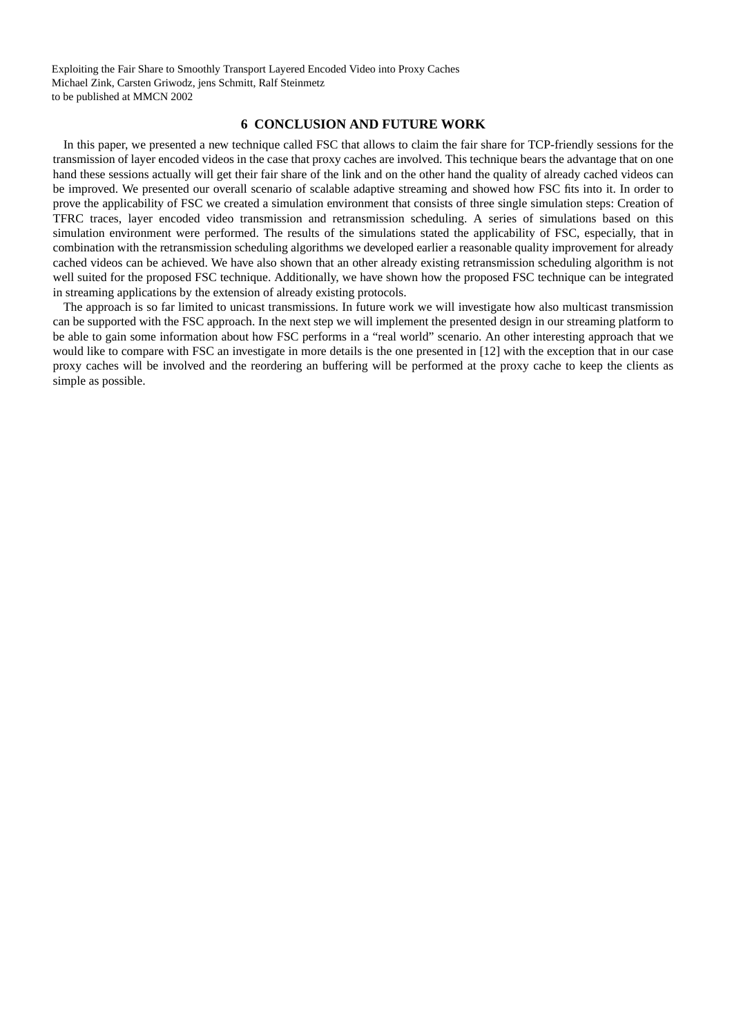## 6 CONCLUSION AND FUTURE WORK

In this paper, we presented a new technique called FSC that allows to claim the fair share for TCP-friendly sessions for the transmission of layer encoded videos in the case that proxy caches are involved. This technique bears the advantage that on one hand these sessions actually will get their fair share of the link and on the other hand the quality of already cached videos can be improved. We presented our overall scenario of scalable adaptive streaming and showed how FSC fits into it. In order to prove the applicability of FSC we created a simulation environment that consists of three single simulation steps: Creation of TFRC traces, layer encoded video transmission and retransmission scheduling. A series of simulations based on this simulation environment were performed. The results of the simulations stated the applicability of FSC, especially, that in combination with the retransmission scheduling algorithms we developed earlier a reasonable quality improvement for already cached videos can be achieved. We have also shown that an other already existing retransmission scheduling algorithm is not well suited for the proposed FSC technique. Additionally, we have shown how the proposed FSC technique can be integrated in streaming applications by the extension of already existing protocols.

The approach is so far limited to unicast transmissions. In future work we will investigate how also multicast transmission can be supported with the FSC approach. In the next step we will implement the presented design in our streaming platform to be able to gain some information about how FSC performs in a "real world" scenario. An other interesting approach that we would like to compare with FSC an investigate in more details is the one presented in [12] with the exception that in our case proxy caches will be involved and the reordering an buffering will be performed at the proxy cache to keep the clients as simple as possible.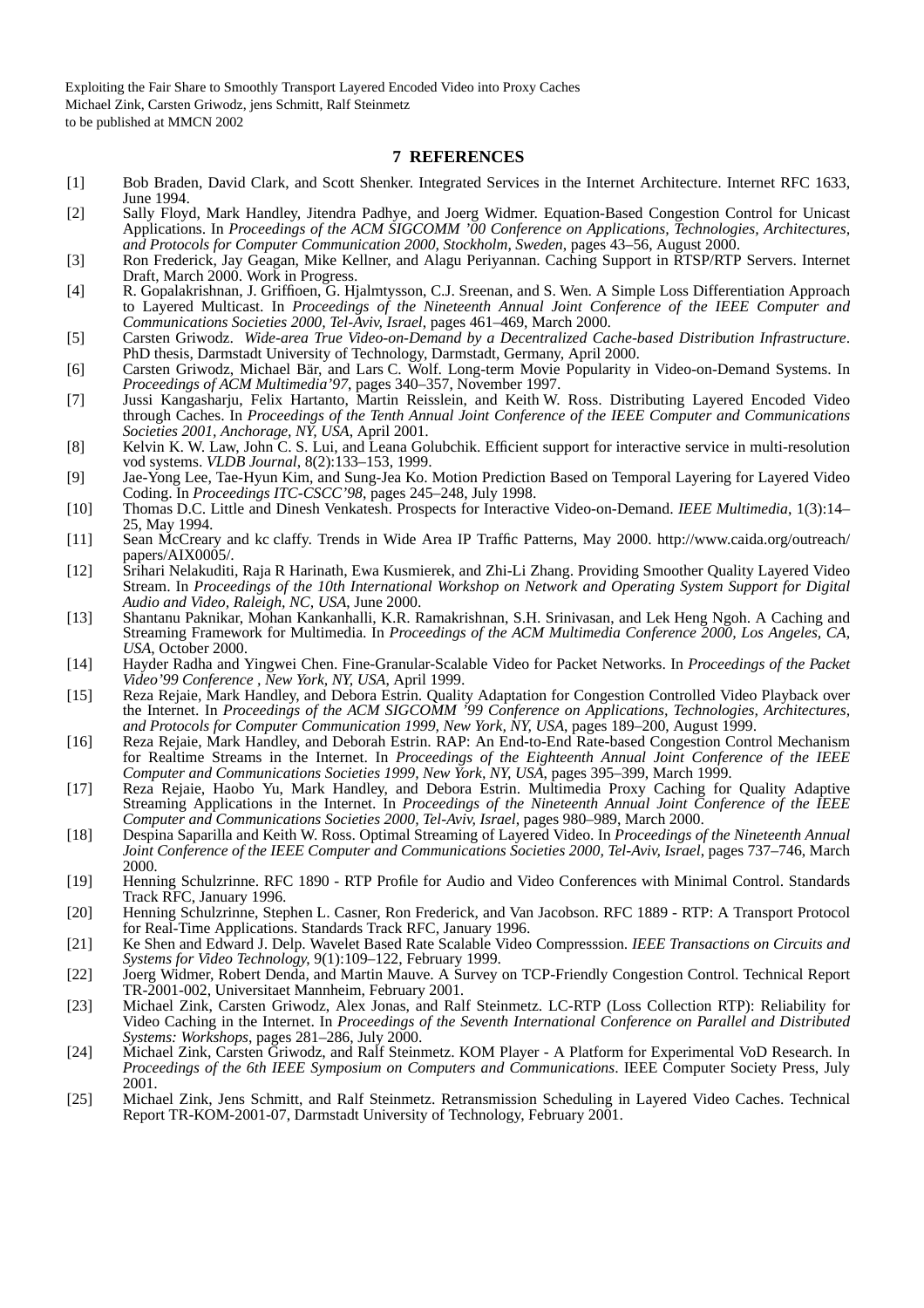## 7 REFERENCES

[1] Bob Braden, David Clark, and Scott Shenker. Integrated Services in the Internet Architecture. Internet RFC 1633, June 1994.

[2] Sally Floyd, Mark Handley, Jitendra Padhye, and Joerg Widmer. Equation-Based Congestion Control for Unicast Applications. In *Proceedings of the ACM SIGCOMM '00 Conference on Applications, Technologies, Architectures, and Protocols for Computer Communication 2000, Stockholm, Sweden*, pages 43–56, August 2000.

[3] Ron Frederick, Jay Geagan, Mike Kellner, and Alagu Periyannan. Caching Support in RTSP/RTP Servers. Internet Draft, March 2000. Work in Progress.

[4] R. Gopalakrishnan, J. Griffioen, G. Hjalmtysson, C.J. Sreenan, and S. Wen. A Simple Loss Differentiation Approach to Layered Multicast. In *Proceedings of the Nineteenth Annual Joint Conference of the IEEE Computer and Communications Societies 2000, Tel-Aviv, Israel*, pages 461–469, March 2000.

[5] Carsten Griwodz. *Wide-area True Video-on-Demand by a Decentralized Cache-based Distribution Infrastructure*. PhD thesis, Darmstadt University of Technology, Darmstadt, Germany, April 2000.

[6] Carsten Griwodz, Michael Bär, and Lars C. Wolf. Long-term Movie Popularity in Video-on-Demand Systems. In *Proceedings of ACM Multimedia'97*, pages 340–357, November 1997.

[7] Jussi Kangasharju, Felix Hartanto, Martin Reisslein, and Keith W. Ross. Distributing Layered Encoded Video through Caches. In *Proceedings of the Tenth Annual Joint Conference of the IEEE Computer and Communications Societies 2001, Anchorage, NY, USA*, April 2001.

[8] Kelvin K. W. Law, John C. S. Lui, and Leana Golubchik. Efficient support for interactive service in multi-resolution vod systems. *VLDB Journal*, 8(2):133–153, 1999.

[9] Jae-Yong Lee, Tae-Hyun Kim, and Sung-Jea Ko. Motion Prediction Based on Temporal Layering for Layered Video Coding. In *Proceedings ITC-CSCC'98*, pages 245–248, July 1998.

[10] Thomas D.C. Little and Dinesh Venkatesh. Prospects for Interactive Video-on-Demand. *IEEE Multimedia*, 1(3):14–25, May 1994.

[11] Sean McCreary and kc claffy. Trends in Wide Area IP Traffic Patterns, May 2000. http://www.caida.org/outreach/papers/AIX0005/.

[12] Srihari Nelakuditi, Raja R Harinath, Ewa Kusmierek, and Zhi-Li Zhang. Providing Smoother Quality Layered Video Stream. In *Proceedings of the 10th International Workshop on Network and Operating System Support for Digital Audio and Video, Raleigh, NC, USA*, June 2000.

[13] Shantanu Paknikar, Mohan Kankanhalli, K.R. Ramakrishnan, S.H. Srinivasan, and Lek Heng Ngoh. A Caching and Streaming Framework for Multimedia. In *Proceedings of the ACM Multimedia Conference 2000, Los Angeles, CA, USA*, October 2000.

[14] Hayder Radha and Yingwei Chen. Fine-Granular-Scalable Video for Packet Networks. In *Proceedings of the Packet Video'99 Conference , New York, NY, USA*, April 1999.

[15] Reza Rejaie, Mark Handley, and Debora Estrin. Quality Adaptation for Congestion Controlled Video Playback over the Internet. In *Proceedings of the ACM SIGCOMM '99 Conference on Applications, Technologies, Architectures, and Protocols for Computer Communication 1999, New York, NY, USA*, pages 189–200, August 1999.

[16] Reza Rejaie, Mark Handley, and Deborah Estrin. RAP: An End-to-End Rate-based Congestion Control Mechanism for Realtime Streams in the Internet. In *Proceedings of the Eighteenth Annual Joint Conference of the IEEE Computer and Communications Societies 1999, New York, NY, USA*, pages 395–399, March 1999.

[17] Reza Rejaie, Haobo Yu, Mark Handley, and Debora Estrin. Multimedia Proxy Caching for Quality Adaptive Streaming Applications in the Internet. In *Proceedings of the Nineteenth Annual Joint Conference of the IEEE Computer and Communications Societies 2000, Tel-Aviv, Israel*, pages 980–989, March 2000.

[18] Despina Saparilla and Keith W. Ross. Optimal Streaming of Layered Video. In *Proceedings of the Nineteenth Annual Joint Conference of the IEEE Computer and Communications Societies 2000, Tel-Aviv, Israel*, pages 737–746, March 2000.

[19] Henning Schulzrinne. RFC 1890 - RTP Profile for Audio and Video Conferences with Minimal Control. Standards Track RFC, January 1996.

[20] Henning Schulzrinne, Stephen L. Casner, Ron Frederick, and Van Jacobson. RFC 1889 - RTP: A Transport Protocol for Real-Time Applications. Standards Track RFC, January 1996.

[21] Ke Shen and Edward J. Delp. Wavelet Based Rate Scalable Video Compresssion. *IEEE Transactions on Circuits and Systems for Video Technology*, 9(1):109–122, February 1999.

[22] Joerg Widmer, Robert Denda, and Martin Mauve. A Survey on TCP-Friendly Congestion Control. Technical Report TR-2001-002, Universitaet Mannheim, February 2001.

[23] Michael Zink, Carsten Griwodz, Alex Jonas, and Ralf Steinmetz. LC-RTP (Loss Collection RTP): Reliability for Video Caching in the Internet. In *Proceedings of the Seventh International Conference on Parallel and Distributed Systems: Workshops*, pages 281–286, July 2000.

[24] Michael Zink, Carsten Griwodz, and Ralf Steinmetz. KOM Player - A Platform for Experimental VoD Research. In *Proceedings of the 6th IEEE Symposium on Computers and Communications*. IEEE Computer Society Press, July 2001.

[25] Michael Zink, Jens Schmitt, and Ralf Steinmetz. Retransmission Scheduling in Layered Video Caches. Technical Report TR-KOM-2001-07, Darmstadt University of Technology, February 2001.